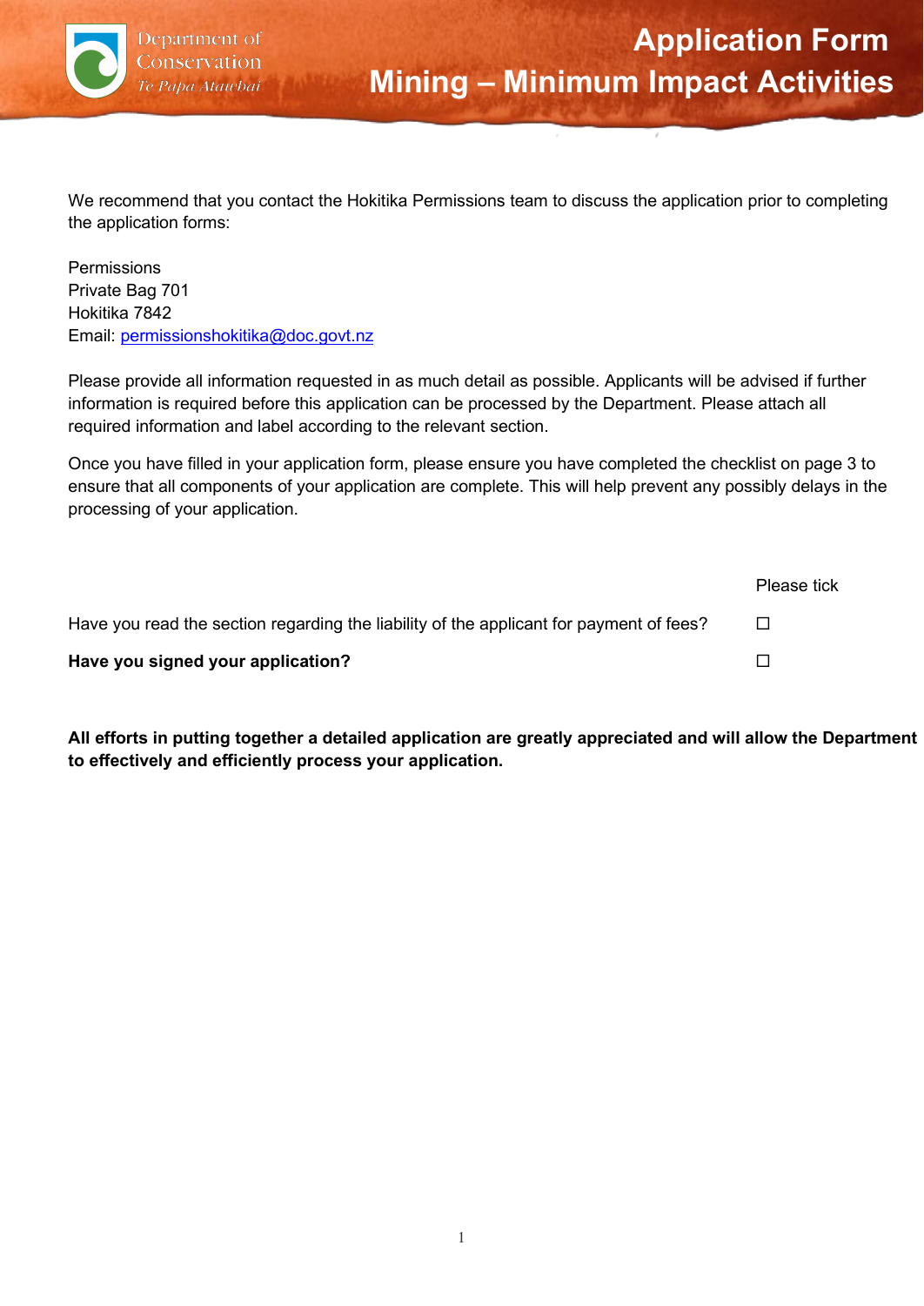Department of Conservation
*Te Papa Atawhai*

# Application Form
# Mining – Minimum Impact Activities

We recommend that you contact the Hokitika Permissions team to discuss the application prior to completing the application forms:

Permissions
Private Bag 701
Hokitika 7842
Email: [permissionshokitika@doc.govt.nz](mailto:permissionshokitika@doc.govt.nz)

Please provide all information requested in as much detail as possible. Applicants will be advised if further information is required before this application can be processed by the Department. Please attach all required information and label according to the relevant section.

Once you have filled in your application form, please ensure you have completed the checklist on page 3 to ensure that all components of your application are complete. This will help prevent any possibly delays in the processing of your application.

| | Please tick |
|---|---|
| Have you read the section regarding the liability of the applicant for payment of fees? | ☐ |
| **Have you signed your application?** | ☐ |

**All efforts in putting together a detailed application are greatly appreciated and will allow the Department to effectively and efficiently process your application.**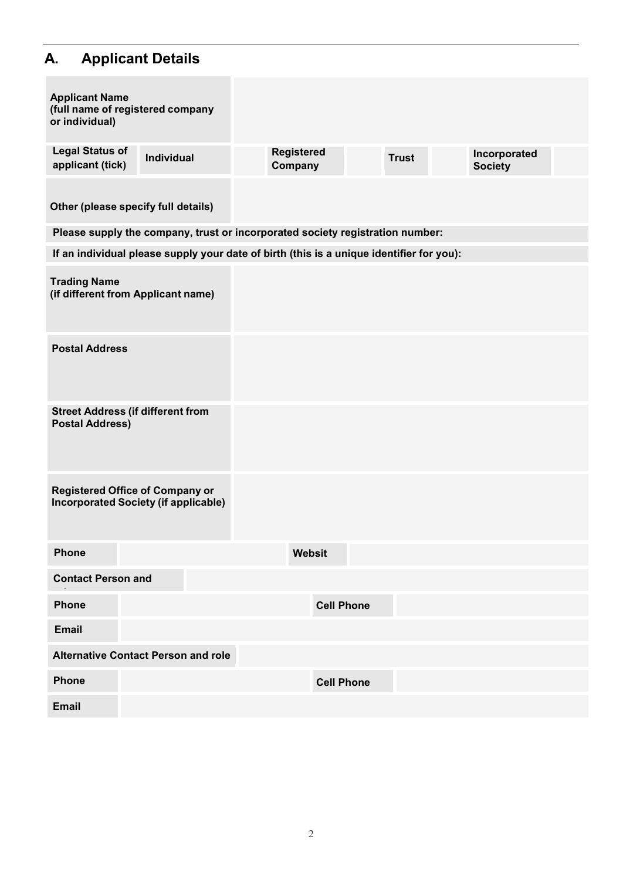## A. Applicant Details

| Applicant Name (full name of registered company or individual) | |
|---|---|

| Legal Status of applicant (tick) | Individual | | Registered Company | | Trust | | Incorporated Society | |
|---|---|---|---|---|---|---|---|---|

| Other (please specify full details) | |
|---|---|

**Please supply the company, trust or incorporated society registration number:**

**If an individual please supply your date of birth (this is a unique identifier for you):**

| Trading Name (if different from Applicant name) | |
|---|---|
| Postal Address | |
| Street Address (if different from Postal Address) | |
| Registered Office of Company or Incorporated Society (if applicable) | |

| Phone | | Websit | |
|---|---|---|---|

| Contact Person and | |
|---|---|

| Phone | | Cell Phone | |
|---|---|---|---|
| Email | | | |

| Alternative Contact Person and role | |
|---|---|

| Phone | | Cell Phone | |
|---|---|---|---|
| Email | | | |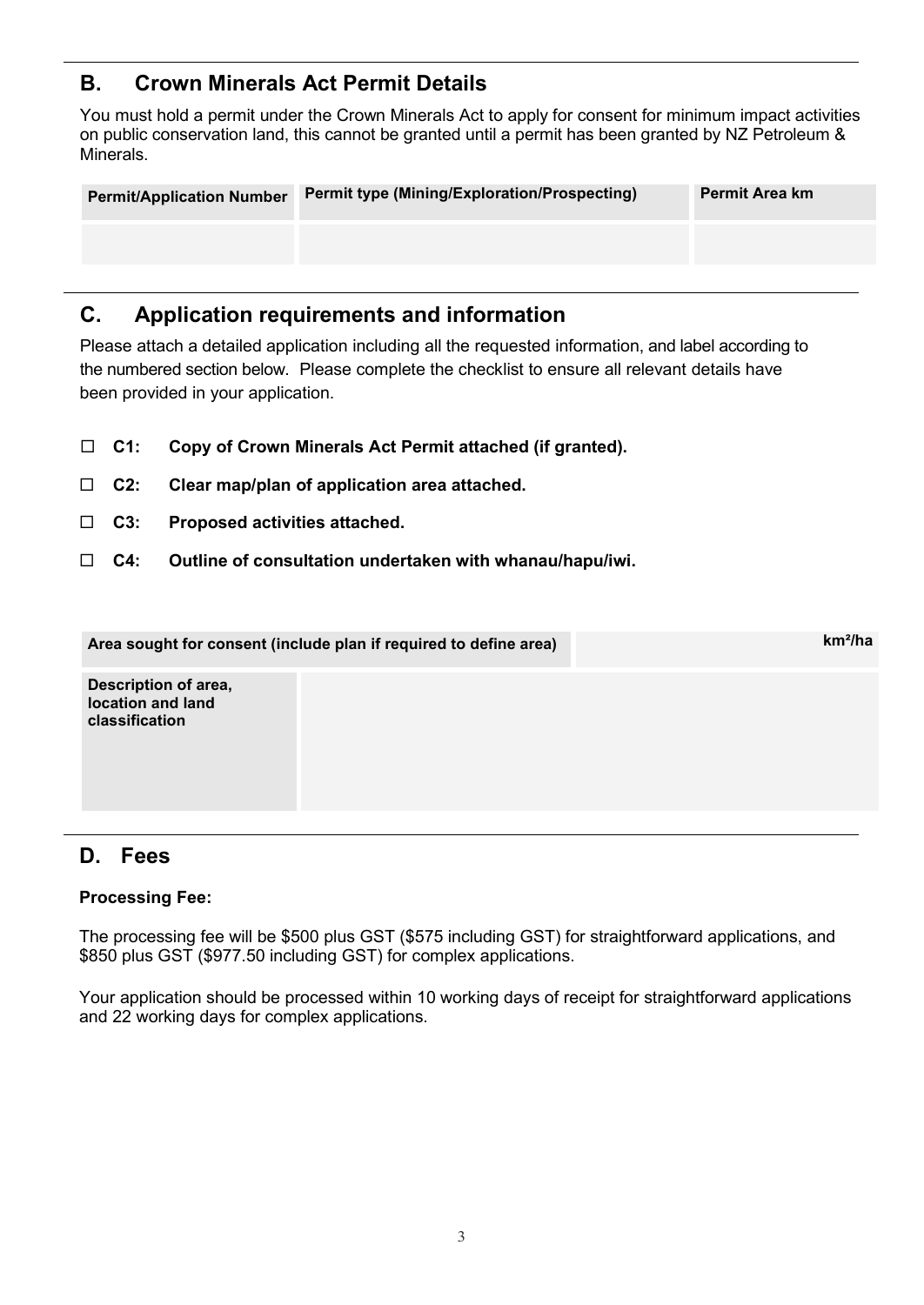## B. Crown Minerals Act Permit Details

You must hold a permit under the Crown Minerals Act to apply for consent for minimum impact activities on public conservation land, this cannot be granted until a permit has been granted by NZ Petroleum & Minerals.

| Permit/Application Number | Permit type (Mining/Exploration/Prospecting) | Permit Area km |
|---|---|---|
| | | |

## C. Application requirements and information

Please attach a detailed application including all the requested information, and label according to the numbered section below. Please complete the checklist to ensure all relevant details have been provided in your application.

- ☐ **C1: Copy of Crown Minerals Act Permit attached (if granted).**
- ☐ **C2: Clear map/plan of application area attached.**
- ☐ **C3: Proposed activities attached.**
- ☐ **C4: Outline of consultation undertaken with whanau/hapu/iwi.**

| Area sought for consent (include plan if required to define area) | km²/ha |
|---|---|
| **Description of area, location and land classification** | |

## D. Fees

**Processing Fee:**

The processing fee will be $500 plus GST ($575 including GST) for straightforward applications, and $850 plus GST ($977.50 including GST) for complex applications.

Your application should be processed within 10 working days of receipt for straightforward applications and 22 working days for complex applications.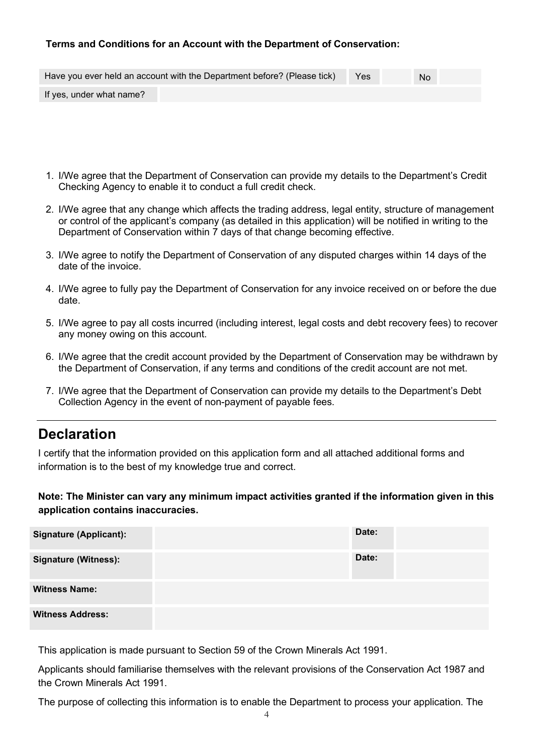**Terms and Conditions for an Account with the Department of Conservation:**

| Have you ever held an account with the Department before? (Please tick) | Yes | | No | |
|---|---|---|---|---|
| If yes, under what name? | | | | |

1. I/We agree that the Department of Conservation can provide my details to the Department's Credit Checking Agency to enable it to conduct a full credit check.
2. I/We agree that any change which affects the trading address, legal entity, structure of management or control of the applicant's company (as detailed in this application) will be notified in writing to the Department of Conservation within 7 days of that change becoming effective.
3. I/We agree to notify the Department of Conservation of any disputed charges within 14 days of the date of the invoice.
4. I/We agree to fully pay the Department of Conservation for any invoice received on or before the due date.
5. I/We agree to pay all costs incurred (including interest, legal costs and debt recovery fees) to recover any money owing on this account.
6. I/We agree that the credit account provided by the Department of Conservation may be withdrawn by the Department of Conservation, if any terms and conditions of the credit account are not met.
7. I/We agree that the Department of Conservation can provide my details to the Department's Debt Collection Agency in the event of non-payment of payable fees.

## Declaration

I certify that the information provided on this application form and all attached additional forms and information is to the best of my knowledge true and correct.

**Note: The Minister can vary any minimum impact activities granted if the information given in this application contains inaccuracies.**

| **Signature (Applicant):** | | **Date:** | |
|---|---|---|---|
| **Signature (Witness):** | | **Date:** | |
| **Witness Name:** | | | |
| **Witness Address:** | | | |

This application is made pursuant to Section 59 of the Crown Minerals Act 1991.

Applicants should familiarise themselves with the relevant provisions of the Conservation Act 1987 and the Crown Minerals Act 1991.

The purpose of collecting this information is to enable the Department to process your application. The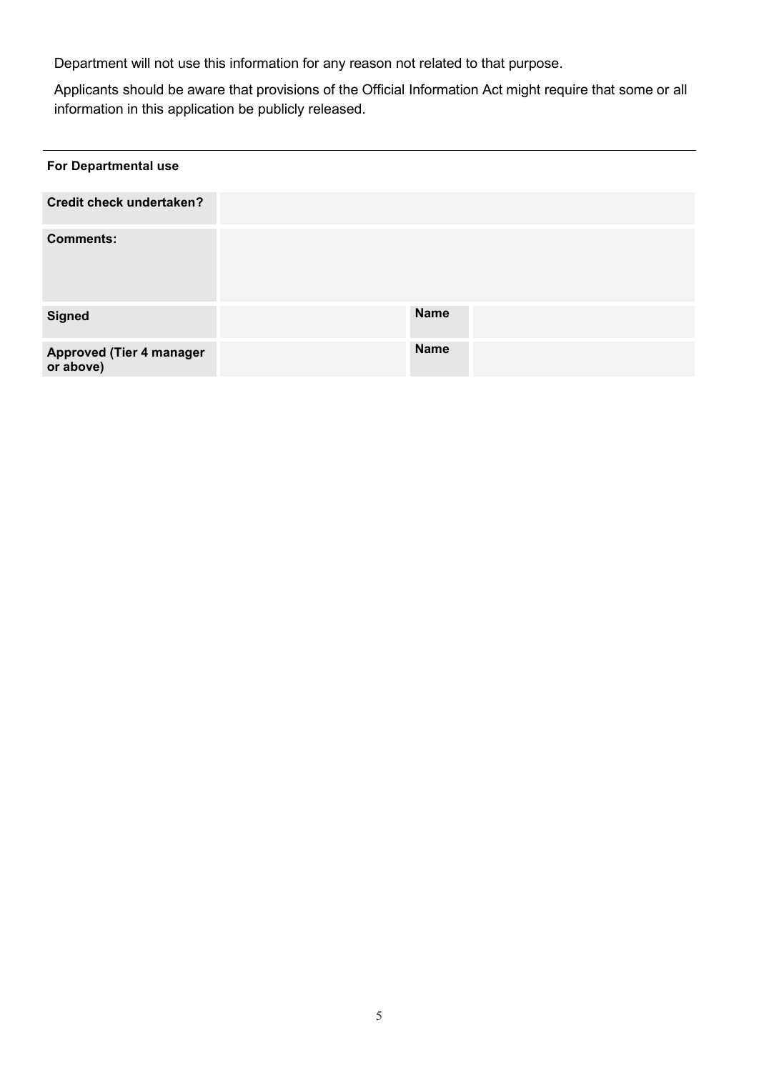Department will not use this information for any reason not related to that purpose.

Applicants should be aware that provisions of the Official Information Act might require that some or all information in this application be publicly released.

---

**For Departmental use**

| | | | |
|---|---|---|---|
| **Credit check undertaken?** | | | |
| **Comments:** | | | |
| **Signed** | | **Name** | |
| **Approved (Tier 4 manager or above)** | | **Name** | |